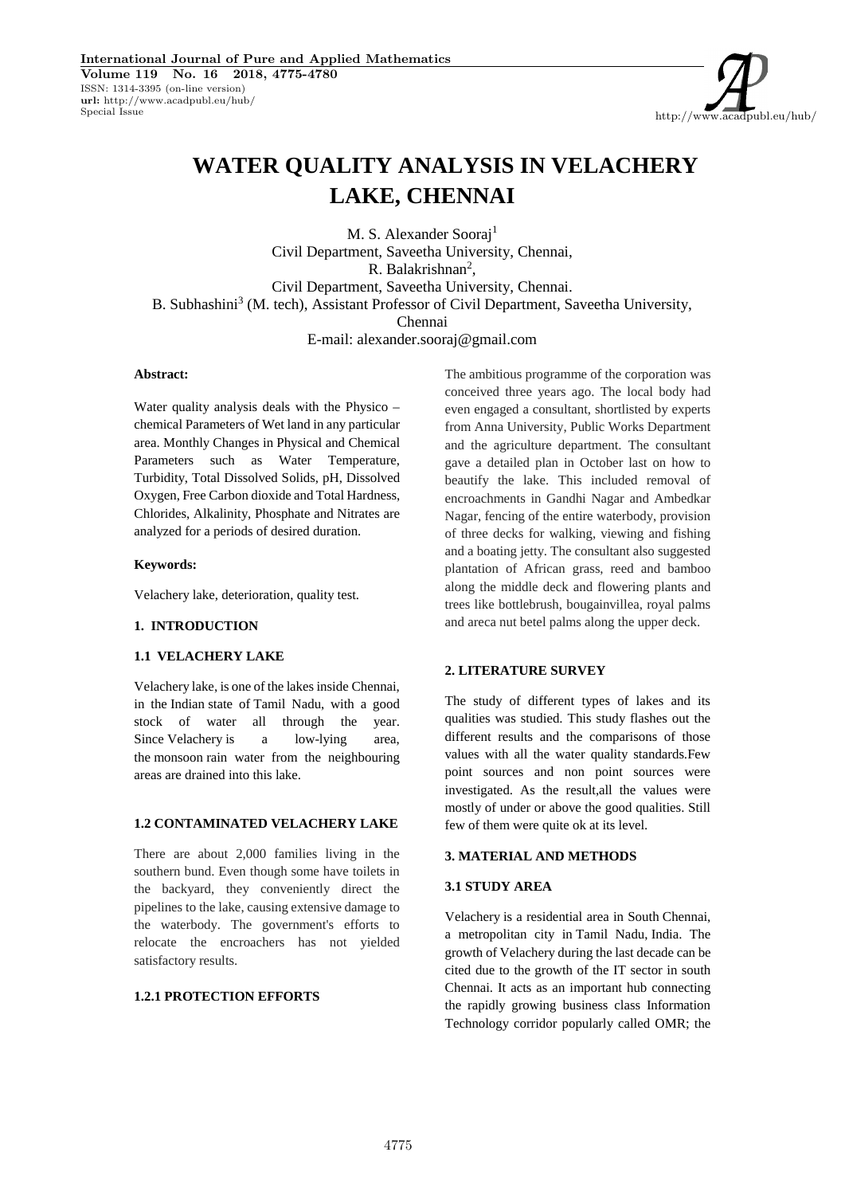# WATER QUALITY ANALYSIS IN VELACHERY LAKE, CHENNAI

M. S. Alexander Sooraj[1]
Civil Department, Saveetha University, Chennai,
R. Balakrishnan[2],
Civil Department, Saveetha University, Chennai.
B. Subhashini[3] (M. tech), Assistant Professor of Civil Department, Saveetha University, Chennai
E-mail: alexander.sooraj@gmail.com

**Abstract:**

Water quality analysis deals with the Physico – chemical Parameters of Wet land in any particular area. Monthly Changes in Physical and Chemical Parameters such as Water Temperature, Turbidity, Total Dissolved Solids, pH, Dissolved Oxygen, Free Carbon dioxide and Total Hardness, Chlorides, Alkalinity, Phosphate and Nitrates are analyzed for a periods of desired duration.

**Keywords:**

Velachery lake, deterioration, quality test.

## 1. INTRODUCTION

### 1.1 VELACHERY LAKE

Velachery lake, is one of the lakes inside Chennai, in the Indian state of Tamil Nadu, with a good stock of water all through the year. Since Velachery is a low-lying area, the monsoon rain water from the neighbouring areas are drained into this lake.

### 1.2 CONTAMINATED VELACHERY LAKE

There are about 2,000 families living in the southern bund. Even though some have toilets in the backyard, they conveniently direct the pipelines to the lake, causing extensive damage to the waterbody. The government's efforts to relocate the encroachers has not yielded satisfactory results.

#### 1.2.1 PROTECTION EFFORTS

The ambitious programme of the corporation was conceived three years ago. The local body had even engaged a consultant, shortlisted by experts from Anna University, Public Works Department and the agriculture department. The consultant gave a detailed plan in October last on how to beautify the lake. This included removal of encroachments in Gandhi Nagar and Ambedkar Nagar, fencing of the entire waterbody, provision of three decks for walking, viewing and fishing and a boating jetty. The consultant also suggested plantation of African grass, reed and bamboo along the middle deck and flowering plants and trees like bottlebrush, bougainvillea, royal palms and areca nut betel palms along the upper deck.

## 2. LITERATURE SURVEY

The study of different types of lakes and its qualities was studied. This study flashes out the different results and the comparisons of those values with all the water quality standards.Few point sources and non point sources were investigated. As the result,all the values were mostly of under or above the good qualities. Still few of them were quite ok at its level.

## 3. MATERIAL AND METHODS

### 3.1 STUDY AREA

Velachery is a residential area in South Chennai, a metropolitan city in Tamil Nadu, India. The growth of Velachery during the last decade can be cited due to the growth of the IT sector in south Chennai. It acts as an important hub connecting the rapidly growing business class Information Technology corridor popularly called OMR; the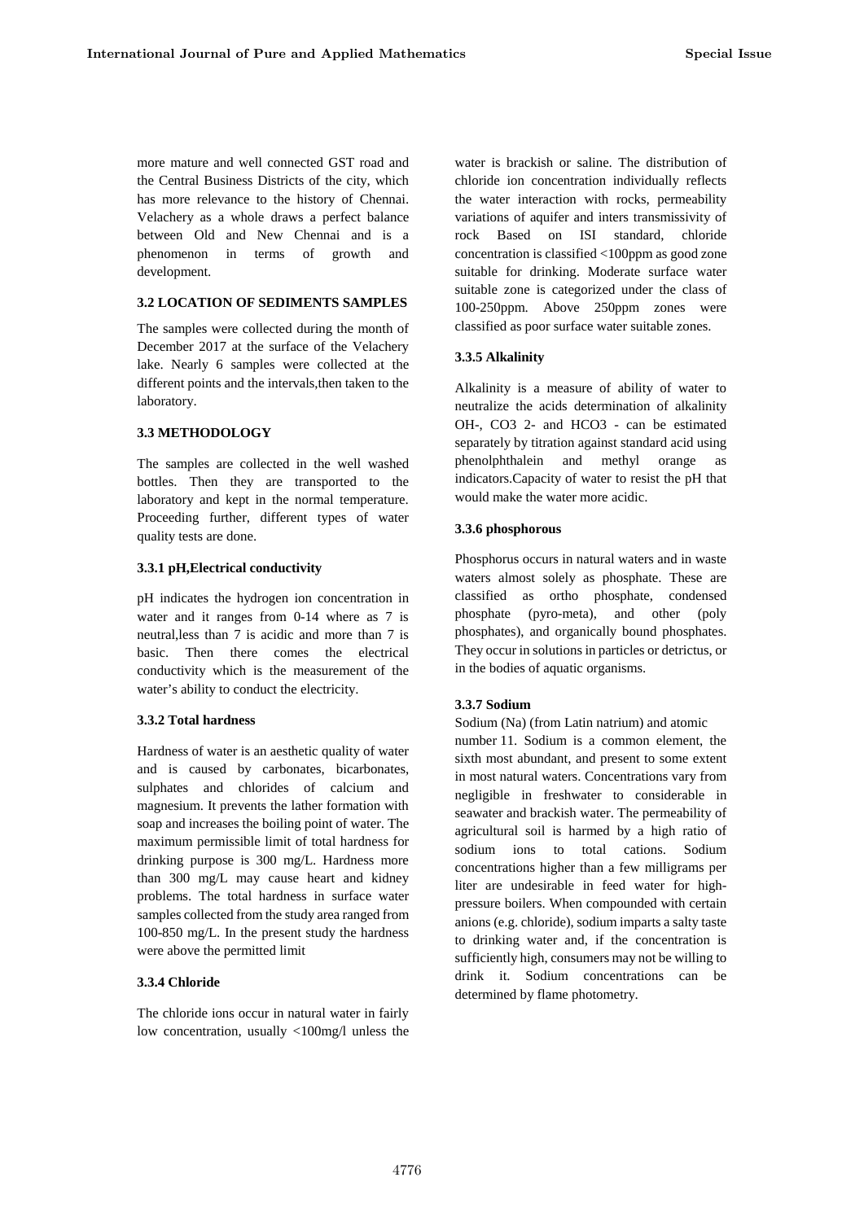more mature and well connected GST road and the Central Business Districts of the city, which has more relevance to the history of Chennai. Velachery as a whole draws a perfect balance between Old and New Chennai and is a phenomenon in terms of growth and development.

### 3.2 LOCATION OF SEDIMENTS SAMPLES

The samples were collected during the month of December 2017 at the surface of the Velachery lake. Nearly 6 samples were collected at the different points and the intervals,then taken to the laboratory.

### 3.3 METHODOLOGY

The samples are collected in the well washed bottles. Then they are transported to the laboratory and kept in the normal temperature. Proceeding further, different types of water quality tests are done.

#### 3.3.1 pH,Electrical conductivity

pH indicates the hydrogen ion concentration in water and it ranges from 0-14 where as 7 is neutral,less than 7 is acidic and more than 7 is basic. Then there comes the electrical conductivity which is the measurement of the water's ability to conduct the electricity.

#### 3.3.2 Total hardness

Hardness of water is an aesthetic quality of water and is caused by carbonates, bicarbonates, sulphates and chlorides of calcium and magnesium. It prevents the lather formation with soap and increases the boiling point of water. The maximum permissible limit of total hardness for drinking purpose is 300 mg/L. Hardness more than 300 mg/L may cause heart and kidney problems. The total hardness in surface water samples collected from the study area ranged from 100-850 mg/L. In the present study the hardness were above the permitted limit

#### 3.3.4 Chloride

The chloride ions occur in natural water in fairly low concentration, usually <100mg/l unless the water is brackish or saline. The distribution of chloride ion concentration individually reflects the water interaction with rocks, permeability variations of aquifer and inters transmissivity of rock Based on ISI standard, chloride concentration is classified <100ppm as good zone suitable for drinking. Moderate surface water suitable zone is categorized under the class of 100-250ppm. Above 250ppm zones were classified as poor surface water suitable zones.

#### 3.3.5 Alkalinity

Alkalinity is a measure of ability of water to neutralize the acids determination of alkalinity $OH^-$, $CO_3{}^{2-}$ and $HCO_3{}^-$ can be estimated separately by titration against standard acid using phenolphthalein and methyl orange as indicators.Capacity of water to resist the pH that would make the water more acidic.

#### 3.3.6 phosphorous

Phosphorus occurs in natural waters and in waste waters almost solely as phosphate. These are classified as ortho phosphate, condensed phosphate (pyro-meta), and other (poly phosphates), and organically bound phosphates. They occur in solutions in particles or detrictus, or in the bodies of aquatic organisms.

#### 3.3.7 Sodium

Sodium (Na) (from Latin natrium) and atomic number 11. Sodium is a common element, the sixth most abundant, and present to some extent in most natural waters. Concentrations vary from negligible in freshwater to considerable in seawater and brackish water. The permeability of agricultural soil is harmed by a high ratio of sodium ions to total cations. Sodium concentrations higher than a few milligrams per liter are undesirable in feed water for high-pressure boilers. When compounded with certain anions (e.g. chloride), sodium imparts a salty taste to drinking water and, if the concentration is sufficiently high, consumers may not be willing to drink it. Sodium concentrations can be determined by flame photometry.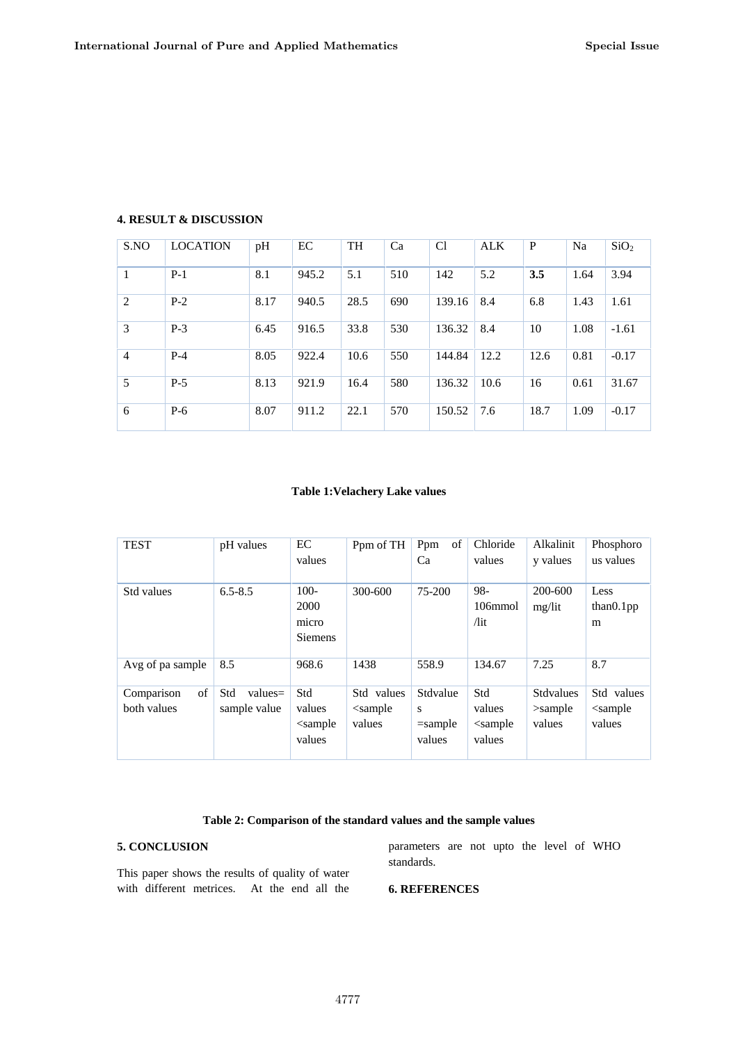## 4. RESULT & DISCUSSION

| S.NO | LOCATION | pH | EC | TH | Ca | Cl | ALK | P | Na | $SiO_2$ |
|---|---|---|---|---|---|---|---|---|---|---|
| 1 | P-1 | 8.1 | 945.2 | 5.1 | 510 | 142 | 5.2 | **3.5** | 1.64 | 3.94 |
| 2 | P-2 | 8.17 | 940.5 | 28.5 | 690 | 139.16 | 8.4 | 6.8 | 1.43 | 1.61 |
| 3 | P-3 | 6.45 | 916.5 | 33.8 | 530 | 136.32 | 8.4 | 10 | 1.08 | -1.61 |
| 4 | P-4 | 8.05 | 922.4 | 10.6 | 550 | 144.84 | 12.2 | 12.6 | 0.81 | -0.17 |
| 5 | P-5 | 8.13 | 921.9 | 16.4 | 580 | 136.32 | 10.6 | 16 | 0.61 | 31.67 |
| 6 | P-6 | 8.07 | 911.2 | 22.1 | 570 | 150.52 | 7.6 | 18.7 | 1.09 | -0.17 |

**Table 1:Velachery Lake values**

| TEST | pH values | EC values | Ppm of TH | Ppm of Ca | Chloride values | Alkalinity values | Phosphorous values |
|---|---|---|---|---|---|---|---|
| Std values | 6.5-8.5 | 100-2000 micro Siemens | 300-600 | 75-200 | 98-106mmol /lit | 200-600 mg/lit | Less than0.1ppm |
| Avg of pa sample | 8.5 | 968.6 | 1438 | 558.9 | 134.67 | 7.25 | 8.7 |
| Comparison of both values | Std values= sample value | Std values <sample values | Std values <sample values | Stdvalues =sample values | Std values <sample values | Stdvalues >sample values | Std values <sample values |

**Table 2: Comparison of the standard values and the sample values**

## 5. CONCLUSION

This paper shows the results of quality of water with different metrices. At the end all the parameters are not upto the level of WHO standards.

## 6. REFERENCES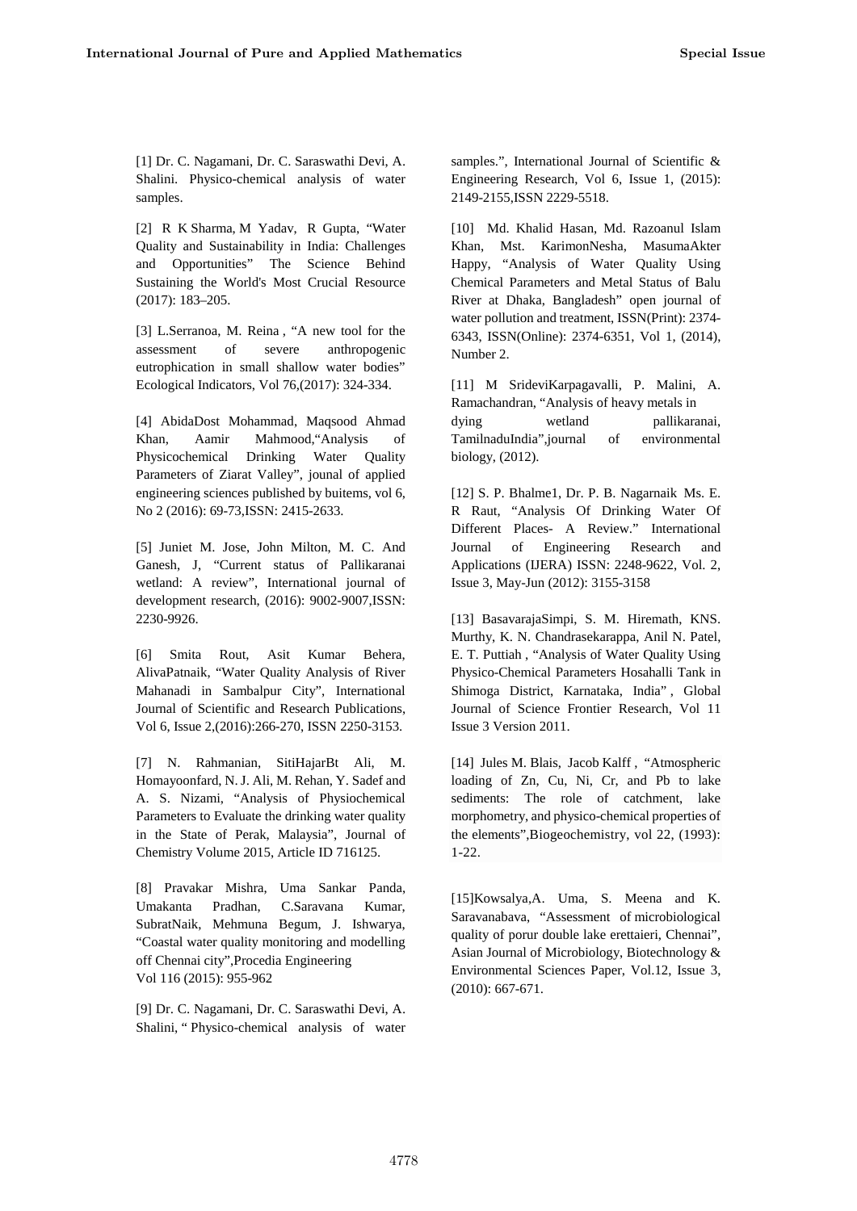[1] Dr. C. Nagamani, Dr. C. Saraswathi Devi, A. Shalini. Physico-chemical analysis of water samples.

[2] R K Sharma, M Yadav, R Gupta, "Water Quality and Sustainability in India: Challenges and Opportunities" The Science Behind Sustaining the World's Most Crucial Resource (2017): 183–205.

[3] L.Serranoa, M. Reina , "A new tool for the assessment of severe anthropogenic eutrophication in small shallow water bodies" Ecological Indicators, Vol 76,(2017): 324-334.

[4] AbidaDost Mohammad, Maqsood Ahmad Khan, Aamir Mahmood,"Analysis of Physicochemical Drinking Water Quality Parameters of Ziarat Valley", jounal of applied engineering sciences published by buitems, vol 6, No 2 (2016): 69-73,ISSN: 2415-2633.

[5] Juniet M. Jose, John Milton, M. C. And Ganesh, J, "Current status of Pallikaranai wetland: A review", International journal of development research, (2016): 9002-9007,ISSN: 2230-9926.

[6] Smita Rout, Asit Kumar Behera, AlivaPatnaik, "Water Quality Analysis of River Mahanadi in Sambalpur City", International Journal of Scientific and Research Publications, Vol 6, Issue 2,(2016):266-270, ISSN 2250-3153.

[7] N. Rahmanian, SitiHajarBt Ali, M. Homayoonfard, N. J. Ali, M. Rehan, Y. Sadef and A. S. Nizami, "Analysis of Physiochemical Parameters to Evaluate the drinking water quality in the State of Perak, Malaysia", Journal of Chemistry Volume 2015, Article ID 716125.

[8] Pravakar Mishra, Uma Sankar Panda, Umakanta Pradhan, C.Saravana Kumar, SubratNaik, Mehmuna Begum, J. Ishwarya, "Coastal water quality monitoring and modelling off Chennai city",Procedia Engineering Vol 116 (2015): 955-962

[9] Dr. C. Nagamani, Dr. C. Saraswathi Devi, A. Shalini, " Physico-chemical analysis of water samples.", International Journal of Scientific & Engineering Research, Vol 6, Issue 1, (2015): 2149-2155,ISSN 2229-5518.

[10] Md. Khalid Hasan, Md. Razoanul Islam Khan, Mst. KarimonNesha, MasumaAkter Happy, "Analysis of Water Quality Using Chemical Parameters and Metal Status of Balu River at Dhaka, Bangladesh" open journal of water pollution and treatment, ISSN(Print): 2374-6343, ISSN(Online): 2374-6351, Vol 1, (2014), Number 2.

[11] M SrideviKarpagavalli, P. Malini, A. Ramachandran, "Analysis of heavy metals in dying wetland pallikaranai, TamilnaduIndia",journal of environmental biology, (2012).

[12] S. P. Bhalme1, Dr. P. B. Nagarnaik Ms. E. R Raut, "Analysis Of Drinking Water Of Different Places- A Review." International Journal of Engineering Research and Applications (IJERA) ISSN: 2248-9622, Vol. 2, Issue 3, May-Jun (2012): 3155-3158

[13] BasavarajaSimpi, S. M. Hiremath, KNS. Murthy, K. N. Chandrasekarappa, Anil N. Patel, E. T. Puttiah , "Analysis of Water Quality Using Physico-Chemical Parameters Hosahalli Tank in Shimoga District, Karnataka, India" , Global Journal of Science Frontier Research, Vol 11 Issue 3 Version 2011.

[14] Jules M. Blais, Jacob Kalff , "Atmospheric loading of Zn, Cu, Ni, Cr, and Pb to lake sediments: The role of catchment, lake morphometry, and physico-chemical properties of the elements",Biogeochemistry, vol 22, (1993): 1-22.

[15]Kowsalya,A. Uma, S. Meena and K. Saravanabava, "Assessment of microbiological quality of porur double lake erettaieri, Chennai", Asian Journal of Microbiology, Biotechnology & Environmental Sciences Paper, Vol.12, Issue 3, (2010): 667-671.